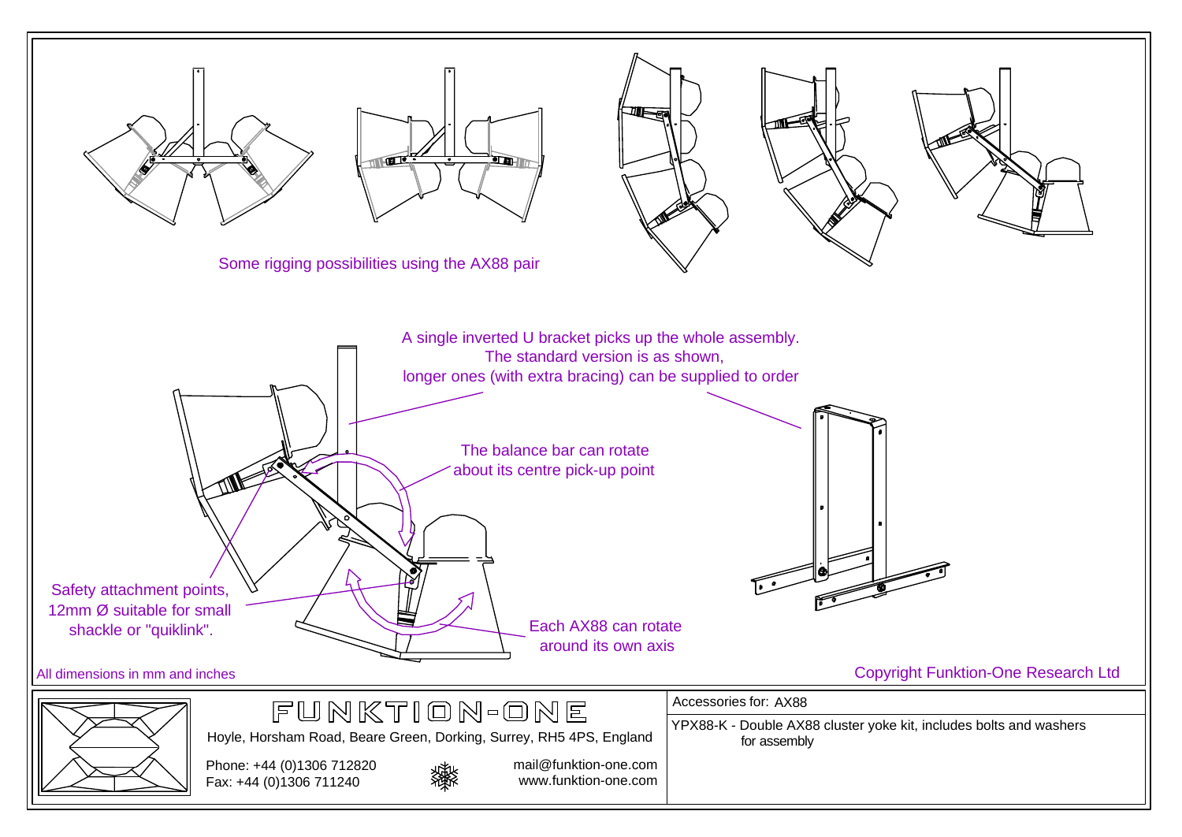Some rigging possibilities using the AX88 pair

A single inverted U bracket picks up the whole assembly.
The standard version is as shown,
longer ones (with extra bracing) can be supplied to order

The balance bar can rotate about its centre pick-up point

Safety attachment points, 12mm Ø suitable for small shackle or "quiklink".

Each AX88 can rotate around its own axis

All dimensions in mm and inches

Copyright Funktion-One Research Ltd

# FUNKTION-ONE

Hoyle, Horsham Road, Beare Green, Dorking, Surrey, RH5 4PS, England

Phone: +44 (0)1306 712820
Fax: +44 (0)1306 711240

mail@funktion-one.com
www.funktion-one.com

Accessories for: AX88

YPX88-K - Double AX88 cluster yoke kit, includes bolts and washers for assembly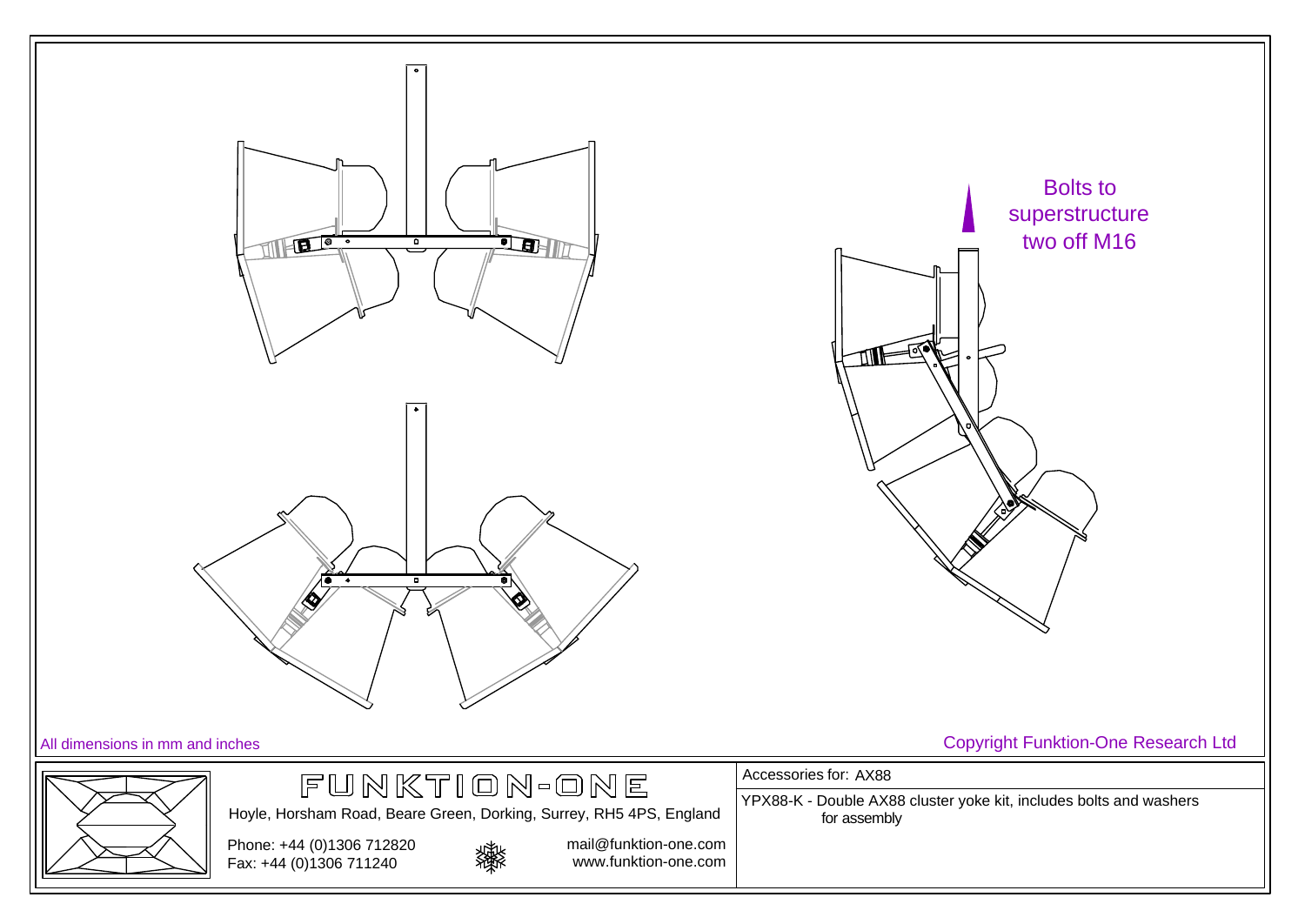Bolts to superstructure two off M16

All dimensions in mm and inches

Copyright Funktion-One Research Ltd

FUNKTION-ONE

Hoyle, Horsham Road, Beare Green, Dorking, Surrey, RH5 4PS, England

Phone: +44 (0)1306 712820
Fax: +44 (0)1306 711240

mail@funktion-one.com
www.funktion-one.com

Accessories for: AX88

YPX88-K - Double AX88 cluster yoke kit, includes bolts and washers for assembly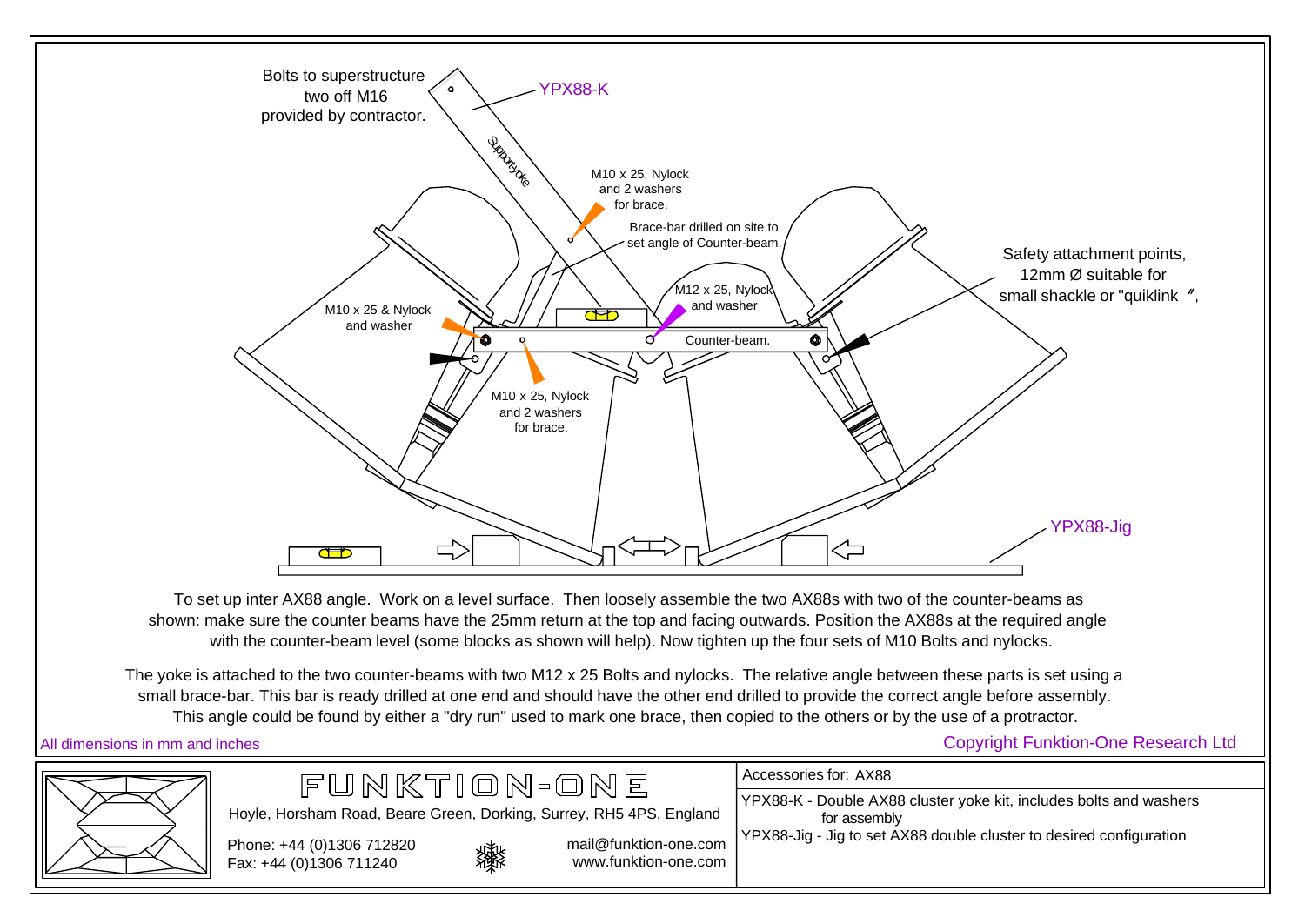Bolts to superstructure
two off M16
provided by contractor.

YPX88-K

Support-yoke

M10 x 25, Nylock
and 2 washers
for brace.

Brace-bar drilled on site to
set angle of Counter-beam.

Safety attachment points,
12mm Ø suitable for
small shackle or "quiklink ",

M12 x 25, Nylock
and washer

M10 x 25 & Nylock
and washer

Counter-beam.

M10 x 25, Nylock
and 2 washers
for brace.

YPX88-Jig

To set up inter AX88 angle. Work on a level surface. Then loosely assemble the two AX88s with two of the counter-beams as shown: make sure the counter beams have the 25mm return at the top and facing outwards. Position the AX88s at the required angle with the counter-beam level (some blocks as shown will help). Now tighten up the four sets of M10 Bolts and nylocks.

The yoke is attached to the two counter-beams with two M12 x 25 Bolts and nylocks. The relative angle between these parts is set using a small brace-bar. This bar is ready drilled at one end and should have the other end drilled to provide the correct angle before assembly. This angle could be found by either a "dry run" used to mark one brace, then copied to the others or by the use of a protractor.

All dimensions in mm and inches

Copyright Funktion-One Research Ltd

FUNKTION-ONE

Hoyle, Horsham Road, Beare Green, Dorking, Surrey, RH5 4PS, England

Phone: +44 (0)1306 712820
Fax: +44 (0)1306 711240

mail@funktion-one.com
www.funktion-one.com

Accessories for: AX88

YPX88-K - Double AX88 cluster yoke kit, includes bolts and washers for assembly

YPX88-Jig - Jig to set AX88 double cluster to desired configuration